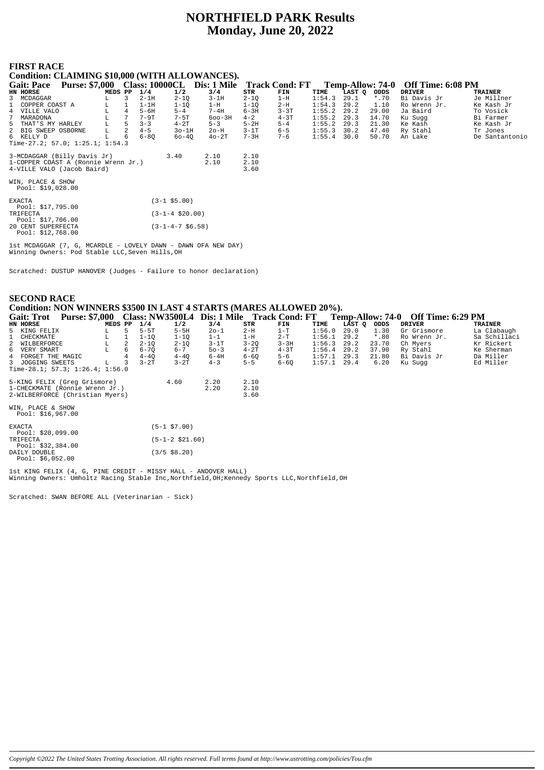# NORTHFIELD PARK Results
# Monday, June 20, 2022

## FIRST RACE

**Condition: CLAIMING $10,000 (WITH ALLOWANCES).**

**Gait: Pace Purse: $7,000 Class: 10000CL Dis: 1 Mile Track Cond: FT Temp-Allow: 74-0 Off Time: 6:08 PM**

| HN | HORSE | MEDS | PP | 1/4 | 1/2 | 3/4 | STR | FIN | TIME | LAST Q | ODDS | DRIVER | TRAINER |
|---|---|---|---|---|---|---|---|---|---|---|---|---|---|
| 3 | MCDAGGAR | L | 3 | 2-1H | 2-1Q | 3-1H | 2-1Q | 1-H | 1:54.3 | 29.1 | *.70 | Bi Davis Jr | Je Millner |
| 1 | COPPER COAST A | L | 1 | 1-1H | 1-1Q | 1-H | 1-1Q | 2-H | 1:54.3 | 29.2 | 1.10 | Ro Wrenn Jr. | Ke Kash Jr |
| 4 | VILLE VALO | L | 4 | 5-6H | 5-4 | 7-4H | 6-3H | 3-3T | 1:55.2 | 29.2 | 29.00 | Ja Baird | To Vosick |
| 7 | MARADONA | L | 7 | 7-9T | 7-5T | 6oo-3H | 4-2 | 4-3T | 1:55.2 | 29.3 | 14.70 | Ku Sugg | Bi Farmer |
| 5 | THAT'S MY HARLEY | L | 5 | 3-3 | 4-2T | 5-3 | 5-2H | 5-4 | 1:55.2 | 29.3 | 21.30 | Ke Kash | Ke Kash Jr |
| 2 | BIG SWEEP OSBORNE | L | 2 | 4-5 | 3o-1H | 2o-H | 3-1T | 6-5 | 1:55.3 | 30.2 | 47.40 | Ry Stahl | Tr Jones |
| 6 | KELLY D | L | 6 | 6-8Q | 6o-4Q | 4o-2T | 7-3H | 7-6 | 1:55.4 | 30.0 | 50.70 | An Lake | De Santantonio |

Time-27.2; 57.0; 1:25.1; 1:54.3

| | | | |
|---|---|---|---|
| 3-MCDAGGAR (Billy Davis Jr) | 3.40 | 2.10 | 2.10 |
| 1-COPPER COAST A (Ronnie Wrenn Jr.) | | 2.10 | 2.10 |
| 4-VILLE VALO (Jacob Baird) | | | 3.60 |

WIN, PLACE & SHOW
Pool: $19,028.00

EXACTA (3-1 $5.00)
Pool: $17,795.00

TRIFECTA (3-1-4 $20.00)
Pool: $17,706.00

20 CENT SUPERFECTA (3-1-4-7 $6.58)
Pool: $12,768.00

1st MCDAGGAR (7, G, MCARDLE - LOVELY DAWN - DAWN OFA NEW DAY)
Winning Owners: Pod Stable LLC,Seven Hills,OH

Scratched: DUSTUP HANOVER (Judges - Failure to honor declaration)

## SECOND RACE

**Condition: NON WINNERS $3500 IN LAST 4 STARTS (MARES ALLOWED 20%).**

**Gait: Trot Purse: $7,000 Class: NW3500L4 Dis: 1 Mile Track Cond: FT Temp-Allow: 74-0 Off Time: 6:29 PM**

| HN | HORSE | MEDS | PP | 1/4 | 1/2 | 3/4 | STR | FIN | TIME | LAST Q | ODDS | DRIVER | TRAINER |
|---|---|---|---|---|---|---|---|---|---|---|---|---|---|
| 5 | KING FELIX | L | 5 | 5-5T | 5-5H | 2o-1 | 2-H | 1-T | 1:56.0 | 29.0 | 1.30 | Gr Grismore | La Clabaugh |
| 1 | CHECKMATE | L | 1 | 1-1Q | 1-1Q | 1-1 | 1-H | 2-T | 1:56.1 | 29.2 | *.80 | Ro Wrenn Jr. | Sa Schillaci |
| 2 | WILBERFORCE | L | 2 | 2-1Q | 2-1Q | 3-1T | 3-2Q | 3-3H | 1:56.3 | 29.2 | 23.70 | Ch Myers | Kr Rickert |
| 6 | VERY SMART | L | 6 | 6-7Q | 6-7 | 5o-3 | 4-2T | 4-3T | 1:56.4 | 29.2 | 37.90 | Ry Stahl | Ke Sherman |
| 4 | FORGET THE MAGIC | | 4 | 4-4Q | 4-4Q | 6-4H | 6-6Q | 5-6 | 1:57.1 | 29.3 | 21.80 | Bi Davis Jr | Da Miller |
| 3 | JOGGING SWEETS | L | 3 | 3-2T | 3-2T | 4-3 | 5-5 | 6-6Q | 1:57.1 | 29.4 | 6.20 | Ku Sugg | Ed Miller |

Time-28.1; 57.3; 1:26.4; 1:56.0

| | | | |
|---|---|---|---|
| 5-KING FELIX (Greg Grismore) | 4.60 | 2.20 | 2.10 |
| 1-CHECKMATE (Ronnie Wrenn Jr.) | | 2.20 | 2.10 |
| 2-WILBERFORCE (Christian Myers) | | | 3.60 |

WIN, PLACE & SHOW
Pool: $16,967.00

EXACTA (5-1 $7.00)
Pool: $20,099.00

TRIFECTA (5-1-2 $21.60)
Pool: $32,384.00

DAILY DOUBLE (3/5 $8.20)
Pool: $6,052.00

1st KING FELIX (4, G, PINE CREDIT - MISSY HALL - ANDOVER HALL)
Winning Owners: Umholtz Racing Stable Inc,Northfield,OH;Kennedy Sports LLC,Northfield,OH

Scratched: SWAN BEFORE ALL (Veterinarian - Sick)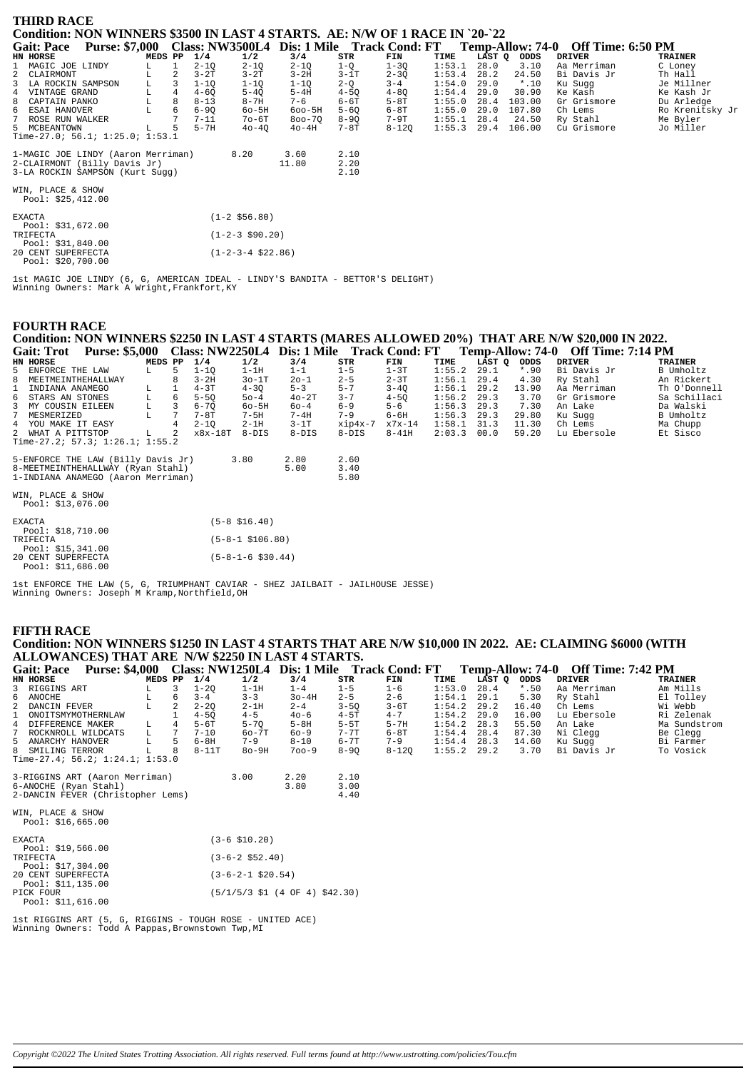## THIRD RACE

**Condition: NON WINNERS \$3500 IN LAST 4 STARTS. AE: N/W OF 1 RACE IN `20-`22**

**Gait: Pace Purse: \$7,000 Class: NW3500L4 Dis: 1 Mile Track Cond: FT Temp-Allow: 74-0 Off Time: 6:50 PM**

| HN | HORSE | MEDS | PP | 1/4 | 1/2 | 3/4 | STR | FIN | TIME | LAST Q | ODDS | DRIVER | TRAINER |
|---|---|---|---|---|---|---|---|---|---|---|---|---|---|
| 1 | MAGIC JOE LINDY | L | 1 | 2-1Q | 2-1Q | 2-1Q | 1-Q | 1-3Q | 1:53.1 | 28.0 | 3.10 | Aa Merriman | C Loney |
| 2 | CLAIRMONT | L | 2 | 3-2T | 3-2T | 3-2H | 3-1T | 2-3Q | 1:53.4 | 28.2 | 24.50 | Bi Davis Jr | Th Hall |
| 3 | LA ROCKIN SAMPSON | L | 3 | 1-1Q | 1-1Q | 1-1Q | 2-Q | 3-4 | 1:54.0 | 29.0 | *.10 | Ku Sugg | Je Millner |
| 4 | VINTAGE GRAND | L | 4 | 4-6Q | 5-4Q | 5-4H | 4-5Q | 4-8Q | 1:54.4 | 29.0 | 30.90 | Ke Kash | Ke Kash Jr |
| 8 | CAPTAIN PANKO | L | 8 | 8-13 | 8-7H | 7-6 | 6-6T | 5-8T | 1:55.0 | 28.4 | 103.00 | Gr Grismore | Du Arledge |
| 6 | ESAI HANOVER | L | 6 | 6-9Q | 6o-5H | 6oo-5H | 5-6Q | 6-8T | 1:55.0 | 29.0 | 107.80 | Ch Lems | Ro Krenitsky Jr |
| 7 | ROSE RUN WALKER | | 7 | 7-11 | 7o-6T | 8oo-7Q | 8-9Q | 7-9T | 1:55.1 | 28.4 | 24.50 | Ry Stahl | Me Byler |
| 5 | MCBEANTOWN | L | 5 | 5-7H | 4o-4Q | 4o-4H | 7-8T | 8-12Q | 1:55.3 | 29.4 | 106.00 | Cu Grismore | Jo Miller |

Time-27.0; 56.1; 1:25.0; 1:53.1

| | | | |
|---|---|---|---|
| 1-MAGIC JOE LINDY (Aaron Merriman) | 8.20 | 3.60 | 2.10 |
| 2-CLAIRMONT (Billy Davis Jr) | | 11.80 | 2.20 |
| 3-LA ROCKIN SAMPSON (Kurt Sugg) | | | 2.10 |

WIN, PLACE & SHOW
Pool: \$25,412.00

EXACTA (1-2 \$56.80)
Pool: \$31,672.00
TRIFECTA (1-2-3 \$90.20)
Pool: \$31,840.00
20 CENT SUPERFECTA (1-2-3-4 \$22.86)
Pool: \$20,700.00

1st MAGIC JOE LINDY (6, G, AMERICAN IDEAL - LINDY'S BANDITA - BETTOR'S DELIGHT)
Winning Owners: Mark A Wright,Frankfort,KY

## FOURTH RACE

**Condition: NON WINNERS \$2250 IN LAST 4 STARTS (MARES ALLOWED 20%) THAT ARE N/W \$20,000 IN 2022.**

**Gait: Trot Purse: \$5,000 Class: NW2250L4 Dis: 1 Mile Track Cond: FT Temp-Allow: 74-0 Off Time: 7:14 PM**

| HN | HORSE | MEDS | PP | 1/4 | 1/2 | 3/4 | STR | FIN | TIME | LAST Q | ODDS | DRIVER | TRAINER |
|---|---|---|---|---|---|---|---|---|---|---|---|---|---|
| 5 | ENFORCE THE LAW | L | 5 | 1-1Q | 1-1H | 1-1 | 1-5 | 1-3T | 1:55.2 | 29.1 | *.90 | Bi Davis Jr | B Umholtz |
| 8 | MEETMEINTHEHALLWAY | | 8 | 3-2H | 3o-1T | 2o-1 | 2-5 | 2-3T | 1:56.1 | 29.4 | 4.30 | Ry Stahl | An Rickert |
| 1 | INDIANA ANAMEGO | L | 1 | 4-3T | 4-3Q | 5-3 | 5-7 | 3-4Q | 1:56.1 | 29.2 | 13.90 | Aa Merriman | Th O'Donnell |
| 6 | STARS AN STONES | L | 6 | 5-5Q | 5o-4 | 4o-2T | 3-7 | 4-5Q | 1:56.2 | 29.3 | 3.70 | Gr Grismore | Sa Schillaci |
| 3 | MY COUSIN EILEEN | L | 3 | 6-7Q | 6o-5H | 6o-4 | 6-9 | 5-6 | 1:56.3 | 29.3 | 7.30 | An Lake | Da Walski |
| 7 | MESMERIZED | L | 7 | 7-8T | 7-5H | 7-4H | 7-9 | 6-6H | 1:56.3 | 29.3 | 29.80 | Ku Sugg | B Umholtz |
| 4 | YOU MAKE IT EASY | | 4 | 2-1Q | 2-1H | 3-1T | xip4x-7 | x7x-14 | 1:58.1 | 31.3 | 11.30 | Ch Lems | Ma Chupp |
| 2 | WHAT A PITTSTOP | L | 2 | x8x-18T | 8-DIS | 8-DIS | 8-DIS | 8-41H | 2:03.3 | 00.0 | 59.20 | Lu Ebersole | Et Sisco |

Time-27.2; 57.3; 1:26.1; 1:55.2

| | | | |
|---|---|---|---|
| 5-ENFORCE THE LAW (Billy Davis Jr) | 3.80 | 2.80 | 2.60 |
| 8-MEETMEINTHEHALLWAY (Ryan Stahl) | | 5.00 | 3.40 |
| 1-INDIANA ANAMEGO (Aaron Merriman) | | | 5.80 |

WIN, PLACE & SHOW
Pool: \$13,076.00

EXACTA (5-8 \$16.40)
Pool: \$18,710.00
TRIFECTA (5-8-1 \$106.80)
Pool: \$15,341.00
20 CENT SUPERFECTA (5-8-1-6 \$30.44)
Pool: \$11,686.00

1st ENFORCE THE LAW (5, G, TRIUMPHANT CAVIAR - SHEZ JAILBAIT - JAILHOUSE JESSE)
Winning Owners: Joseph M Kramp,Northfield,OH

## FIFTH RACE

**Condition: NON WINNERS \$1250 IN LAST 4 STARTS THAT ARE N/W \$10,000 IN 2022. AE: CLAIMING \$6000 (WITH ALLOWANCES) THAT ARE N/W \$2250 IN LAST 4 STARTS.**

**Gait: Pace Purse: \$4,000 Class: NW1250L4 Dis: 1 Mile Track Cond: FT Temp-Allow: 74-0 Off Time: 7:42 PM**

| HN | HORSE | MEDS | PP | 1/4 | 1/2 | 3/4 | STR | FIN | TIME | LAST Q | ODDS | DRIVER | TRAINER |
|---|---|---|---|---|---|---|---|---|---|---|---|---|---|
| 3 | RIGGINS ART | L | 3 | 1-2Q | 1-1H | 1-4 | 1-5 | 1-6 | 1:53.0 | 28.4 | *.50 | Aa Merriman | Am Mills |
| 6 | ANOCHE | L | 6 | 3-4 | 3-3 | 3o-4H | 2-5 | 2-6 | 1:54.1 | 29.1 | 5.30 | Ry Stahl | El Tolley |
| 2 | DANCIN FEVER | L | 2 | 2-2Q | 2-1H | 2-4 | 3-5Q | 3-6T | 1:54.2 | 29.2 | 16.40 | Ch Lems | Wi Webb |
| 1 | ONOITSMYMOTHERNLAW | | 1 | 4-5Q | 4-5 | 4o-6 | 4-5T | 4-7 | 1:54.2 | 29.0 | 16.00 | Lu Ebersole | Ri Zelenak |
| 4 | DIFFERENCE MAKER | L | 4 | 5-6T | 5-7Q | 5-8H | 5-5T | 5-7H | 1:54.2 | 28.3 | 55.50 | An Lake | Ma Sundstrom |
| 7 | ROCKNROLL WILDCATS | L | 7 | 7-10 | 6o-7T | 6o-9 | 7-7T | 6-8T | 1:54.4 | 28.4 | 87.30 | Ni Clegg | Be Clegg |
| 5 | ANARCHY HANOVER | L | 5 | 6-8H | 7-9 | 8-10 | 6-7T | 7-9 | 1:54.4 | 28.3 | 14.60 | Ku Sugg | Bi Farmer |
| 8 | SMILING TERROR | L | 8 | 8-11T | 8o-9H | 7oo-9 | 8-9Q | 8-12Q | 1:55.2 | 29.2 | 3.70 | Bi Davis Jr | To Vosick |

Time-27.4; 56.2; 1:24.1; 1:53.0

| | | | |
|---|---|---|---|
| 3-RIGGINS ART (Aaron Merriman) | 3.00 | 2.20 | 2.10 |
| 6-ANOCHE (Ryan Stahl) | | 3.80 | 3.00 |
| 2-DANCIN FEVER (Christopher Lems) | | | 4.40 |

WIN, PLACE & SHOW
Pool: \$16,665.00

EXACTA (3-6 \$10.20)
Pool: \$19,566.00
TRIFECTA (3-6-2 \$52.40)
Pool: \$17,304.00
20 CENT SUPERFECTA (3-6-2-1 \$20.54)
Pool: \$11,135.00
PICK FOUR (5/1/5/3 \$1 (4 OF 4) \$42.30)
Pool: \$11,616.00

1st RIGGINS ART (5, G, RIGGINS - TOUGH ROSE - UNITED ACE)
Winning Owners: Todd A Pappas,Brownstown Twp,MI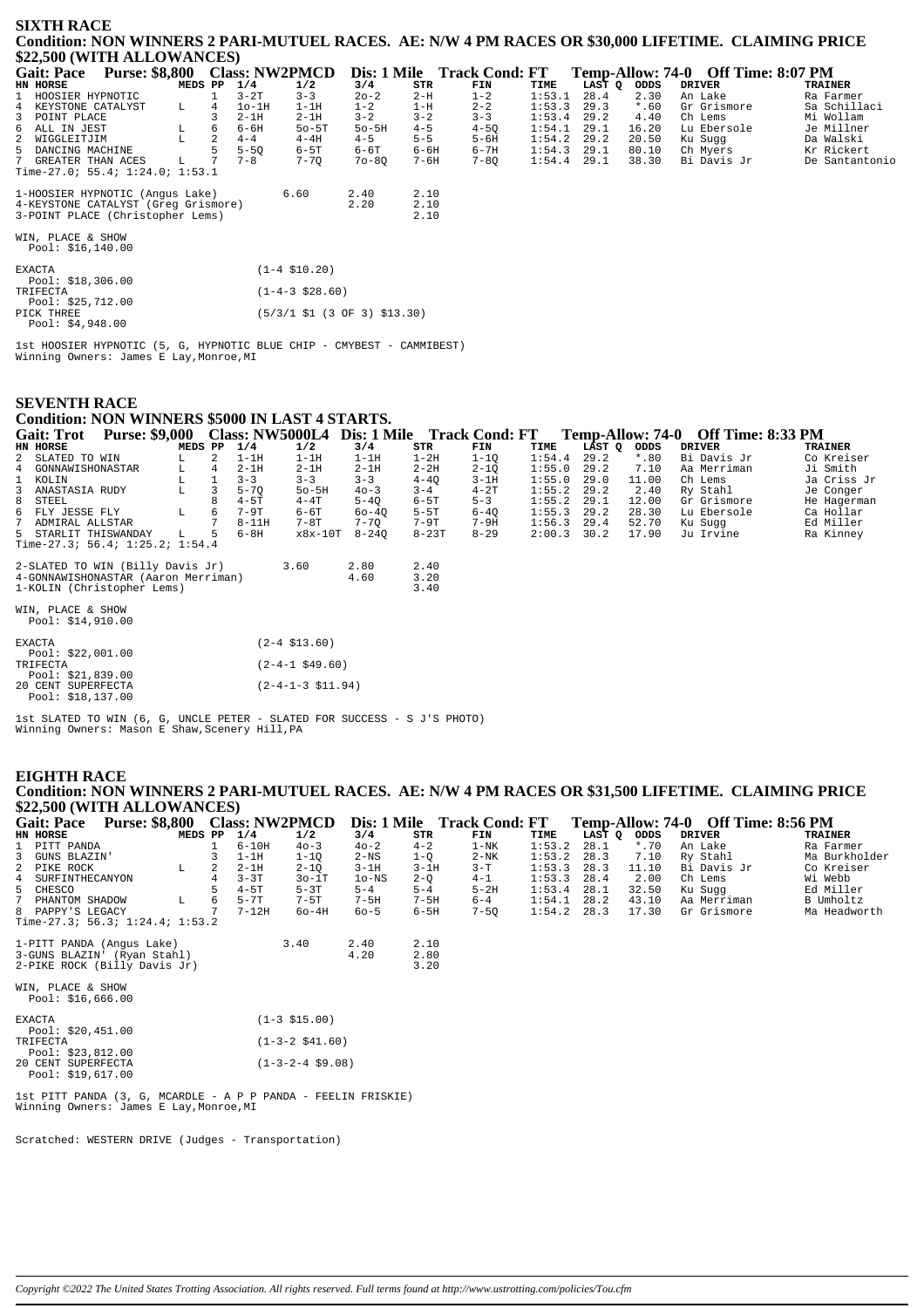## SIXTH RACE

### Condition: NON WINNERS 2 PARI-MUTUEL RACES. AE: N/W 4 PM RACES OR $30,000 LIFETIME. CLAIMING PRICE $22,500 (WITH ALLOWANCES)

**Gait: Pace Purse: $8,800 Class: NW2PMCD Dis: 1 Mile Track Cond: FT Temp-Allow: 74-0 Off Time: 8:07 PM**

| HN | HORSE | MEDS | PP | 1/4 | 1/2 | 3/4 | STR | FIN | TIME | LAST Q | ODDS | DRIVER | TRAINER |
|---|---|---|---|---|---|---|---|---|---|---|---|---|---|
| 1 | HOOSIER HYPNOTIC | | 1 | 3-2T | 3-3 | 2o-2 | 2-H | 1-2 | 1:53.1 | 28.4 | 2.30 | An Lake | Ra Farmer |
| 4 | KEYSTONE CATALYST | L | 4 | 1o-1H | 1-1H | 1-2 | 1-H | 2-2 | 1:53.3 | 29.3 | *.60 | Gr Grismore | Sa Schillaci |
| 3 | POINT PLACE | | 3 | 2-1H | 2-1H | 3-2 | 3-2 | 3-3 | 1:53.4 | 29.2 | 4.40 | Ch Lems | Mi Wollam |
| 6 | ALL IN JEST | L | 6 | 6-6H | 5o-5T | 5o-5H | 4-5 | 4-5Q | 1:54.1 | 29.1 | 16.20 | Lu Ebersole | Je Millner |
| 2 | WIGGLEITJIM | L | 2 | 4-4 | 4-4H | 4-5 | 5-5 | 5-6H | 1:54.2 | 29.2 | 20.50 | Ku Sugg | Da Walski |
| 5 | DANCING MACHINE | | 5 | 5-5Q | 6-5T | 6-6T | 6-6H | 6-7H | 1:54.3 | 29.1 | 80.10 | Ch Myers | Kr Rickert |
| 7 | GREATER THAN ACES | L | 7 | 7-8 | 7-7Q | 7o-8Q | 7-6H | 7-8Q | 1:54.4 | 29.1 | 38.30 | Bi Davis Jr | De Santantonio |

Time-27.0; 55.4; 1:24.0; 1:53.1

| | | | |
|---|---|---|---|
| 1-HOOSIER HYPNOTIC (Angus Lake) | 6.60 | 2.40 | 2.10 |
| 4-KEYSTONE CATALYST (Greg Grismore) | | 2.20 | 2.10 |
| 3-POINT PLACE (Christopher Lems) | | | 2.10 |

WIN, PLACE & SHOW
Pool: $16,140.00

EXACTA (1-4 $10.20)
Pool: $18,306.00
TRIFECTA (1-4-3 $28.60)
Pool: $25,712.00
PICK THREE (5/3/1 $1 (3 OF 3) $13.30)
Pool: $4,948.00

1st HOOSIER HYPNOTIC (5, G, HYPNOTIC BLUE CHIP - CMYBEST - CAMMIBEST)
Winning Owners: James E Lay,Monroe,MI

## SEVENTH RACE

### Condition: NON WINNERS $5000 IN LAST 4 STARTS.

**Gait: Trot Purse: $9,000 Class: NW5000L4 Dis: 1 Mile Track Cond: FT Temp-Allow: 74-0 Off Time: 8:33 PM**

| HN | HORSE | MEDS | PP | 1/4 | 1/2 | 3/4 | STR | FIN | TIME | LAST Q | ODDS | DRIVER | TRAINER |
|---|---|---|---|---|---|---|---|---|---|---|---|---|---|
| 2 | SLATED TO WIN | L | 2 | 1-1H | 1-1H | 1-1H | 1-2H | 1-1Q | 1:54.4 | 29.2 | *.80 | Bi Davis Jr | Co Kreiser |
| 4 | GONNAWISHONASTAR | L | 4 | 2-1H | 2-1H | 2-1H | 2-2H | 2-1Q | 1:55.0 | 29.2 | 7.10 | Aa Merriman | Ji Smith |
| 1 | KOLIN | L | 1 | 3-3 | 3-3 | 3-3 | 4-4Q | 3-1H | 1:55.0 | 29.0 | 11.00 | Ch Lems | Ja Criss Jr |
| 3 | ANASTASIA RUDY | L | 3 | 5-7Q | 5o-5H | 4o-3 | 3-4 | 4-2T | 1:55.2 | 29.2 | 2.40 | Ry Stahl | Je Conger |
| 8 | STEEL | | 8 | 4-5T | 4-4T | 5-4Q | 6-5T | 5-3 | 1:55.2 | 29.1 | 12.00 | Gr Grismore | He Hagerman |
| 6 | FLY JESSE FLY | L | 6 | 7-9T | 6-6T | 6o-4Q | 5-5T | 6-4Q | 1:55.3 | 29.2 | 28.30 | Lu Ebersole | Ca Hollar |
| 7 | ADMIRAL ALLSTAR | | 7 | 8-11H | 7-8T | 7-7Q | 7-9T | 7-9H | 1:56.3 | 29.4 | 52.70 | Ku Sugg | Ed Miller |
| 5 | STARLIT THISWANDAY | L | 5 | 6-8H | x8x-10T | 8-24Q | 8-23T | 8-29 | 2:00.3 | 30.2 | 17.90 | Ju Irvine | Ra Kinney |

Time-27.3; 56.4; 1:25.2; 1:54.4

| | | | |
|---|---|---|---|
| 2-SLATED TO WIN (Billy Davis Jr) | 3.60 | 2.80 | 2.40 |
| 4-GONNAWISHONASTAR (Aaron Merriman) | | 4.60 | 3.20 |
| 1-KOLIN (Christopher Lems) | | | 3.40 |

WIN, PLACE & SHOW
Pool: $14,910.00

EXACTA (2-4 $13.60)
Pool: $22,001.00
TRIFECTA (2-4-1 $49.60)
Pool: $21,839.00
20 CENT SUPERFECTA (2-4-1-3 $11.94)
Pool: $18,137.00

1st SLATED TO WIN (6, G, UNCLE PETER - SLATED FOR SUCCESS - S J'S PHOTO)
Winning Owners: Mason E Shaw,Scenery Hill,PA

## EIGHTH RACE

### Condition: NON WINNERS 2 PARI-MUTUEL RACES. AE: N/W 4 PM RACES OR $31,500 LIFETIME. CLAIMING PRICE $22,500 (WITH ALLOWANCES)

**Gait: Pace Purse: $8,800 Class: NW2PMCD Dis: 1 Mile Track Cond: FT Temp-Allow: 74-0 Off Time: 8:56 PM**

| HN | HORSE | MEDS | PP | 1/4 | 1/2 | 3/4 | STR | FIN | TIME | LAST Q | ODDS | DRIVER | TRAINER |
|---|---|---|---|---|---|---|---|---|---|---|---|---|---|
| 1 | PITT PANDA | | 1 | 6-10H | 4o-3 | 4o-2 | 4-2 | 1-NK | 1:53.2 | 28.1 | *.70 | An Lake | Ra Farmer |
| 3 | GUNS BLAZIN' | | 3 | 1-1H | 1-1Q | 2-NS | 1-Q | 2-NK | 1:53.2 | 28.3 | 7.10 | Ry Stahl | Ma Burkholder |
| 2 | PIKE ROCK | L | 2 | 2-1H | 2-1Q | 3-1H | 3-1H | 3-T | 1:53.3 | 28.3 | 11.10 | Bi Davis Jr | Co Kreiser |
| 4 | SURFINTHECANYON | | 4 | 3-3T | 3o-1T | 1o-NS | 2-Q | 4-1 | 1:53.3 | 28.4 | 2.00 | Ch Lems | Wi Webb |
| 5 | CHESCO | | 5 | 4-5T | 5-3T | 5-4 | 5-4 | 5-2H | 1:53.4 | 28.1 | 32.50 | Ku Sugg | Ed Miller |
| 7 | PHANTOM SHADOW | L | 6 | 5-7T | 7-5T | 7-5H | 7-5H | 6-4 | 1:54.1 | 28.2 | 43.10 | Aa Merriman | B Umholtz |
| 8 | PAPPY'S LEGACY | | 7 | 7-12H | 6o-4H | 6o-5 | 6-5H | 7-5Q | 1:54.2 | 28.3 | 17.30 | Gr Grismore | Ma Headworth |

Time-27.3; 56.3; 1:24.4; 1:53.2

| | | | |
|---|---|---|---|
| 1-PITT PANDA (Angus Lake) | 3.40 | 2.40 | 2.10 |
| 3-GUNS BLAZIN' (Ryan Stahl) | | 4.20 | 2.80 |
| 2-PIKE ROCK (Billy Davis Jr) | | | 3.20 |

WIN, PLACE & SHOW
Pool: $16,666.00

EXACTA (1-3 $15.00)
Pool: $20,451.00
TRIFECTA (1-3-2 $41.60)
Pool: $23,812.00
20 CENT SUPERFECTA (1-3-2-4 $9.08)
Pool: $19,617.00

1st PITT PANDA (3, G, MCARDLE - A P P PANDA - FEELIN FRISKIE)
Winning Owners: James E Lay,Monroe,MI

Scratched: WESTERN DRIVE (Judges - Transportation)

*Copyright ©2022 The United States Trotting Association. All rights reserved. Full terms found at http://www.ustrotting.com/policies/Tou.cfm*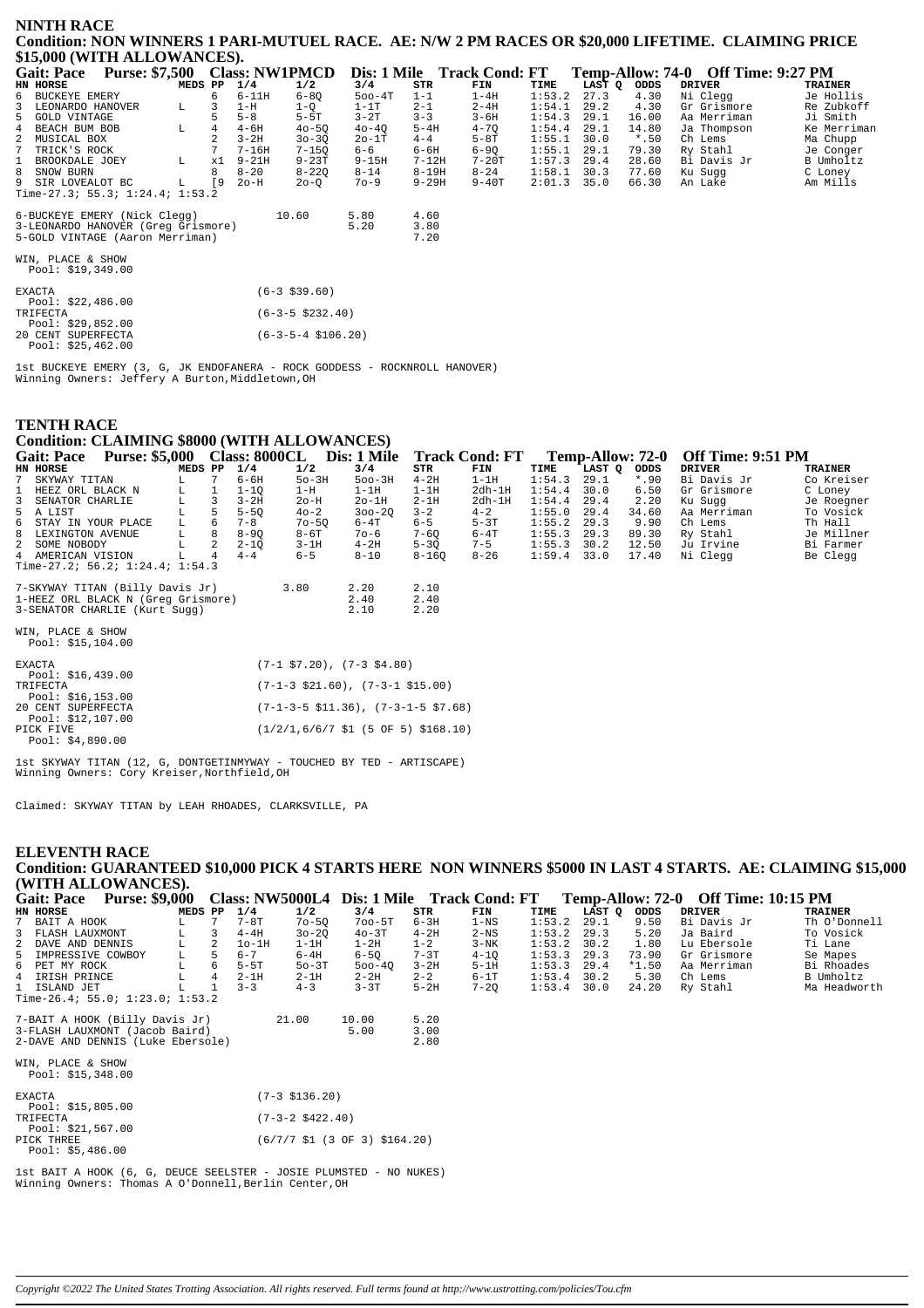## NINTH RACE

### Condition: NON WINNERS 1 PARI-MUTUEL RACE. AE: N/W 2 PM RACES OR $20,000 LIFETIME. CLAIMING PRICE $15,000 (WITH ALLOWANCES).

**Gait: Pace Purse: $7,500 Class: NW1PMCD Dis: 1 Mile Track Cond: FT Temp-Allow: 74-0 Off Time: 9:27 PM**

| HN | HORSE | MEDS | PP | 1/4 | 1/2 | 3/4 | STR | FIN | TIME | LAST Q | ODDS | DRIVER | TRAINER |
|---|---|---|---|---|---|---|---|---|---|---|---|---|---|
| 6 | BUCKEYE EMERY | | 6 | 6-11H | 6-8Q | 5oo-4T | 1-1 | 1-4H | 1:53.2 | 27.3 | 4.30 | Ni Clegg | Je Hollis |
| 3 | LEONARDO HANOVER | L | 3 | 1-H | 1-Q | 1-1T | 2-1 | 2-4H | 1:54.1 | 29.2 | 4.30 | Gr Grismore | Re Zubkoff |
| 5 | GOLD VINTAGE | | 5 | 5-8 | 5-5T | 3-2T | 3-3 | 3-6H | 1:54.3 | 29.1 | 16.00 | Aa Merriman | Ji Smith |
| 4 | BEACH BUM BOB | L | 4 | 4-6H | 4o-5Q | 4o-4Q | 5-4H | 4-7Q | 1:54.4 | 29.1 | 14.80 | Ja Thompson | Ke Merriman |
| 2 | MUSICAL BOX | | 2 | 3-2H | 3o-3Q | 2o-1T | 4-4 | 5-8T | 1:55.1 | 30.0 | *.50 | Ch Lems | Ma Chupp |
| 7 | TRICK'S ROCK | | 7 | 7-16H | 7-15Q | 6-6 | 6-6H | 6-9Q | 1:55.1 | 29.1 | 79.30 | Ry Stahl | Je Conger |
| 1 | BROOKDALE JOEY | L | x1 | 9-21H | 9-23T | 9-15H | 7-12H | 7-20T | 1:57.3 | 29.4 | 28.60 | Bi Davis Jr | B Umholtz |
| 8 | SNOW BURN | | 8 | 8-20 | 8-22Q | 8-14 | 8-19H | 8-24 | 1:58.1 | 30.3 | 77.60 | Ku Sugg | C Loney |
| 9 | SIR LOVEALOT BC | L | [9 | 2o-H | 2o-Q | 7o-9 | 9-29H | 9-40T | 2:01.3 | 35.0 | 66.30 | An Lake | Am Mills |

Time-27.3; 55.3; 1:24.4; 1:53.2

| | | | |
|---|---|---|---|
| 6-BUCKEYE EMERY (Nick Clegg) | 10.60 | 5.80 | 4.60 |
| 3-LEONARDO HANOVER (Greg Grismore) | | 5.20 | 3.80 |
| 5-GOLD VINTAGE (Aaron Merriman) | | | 7.20 |

WIN, PLACE & SHOW
Pool: $19,349.00

EXACTA (6-3 $39.60)
Pool: $22,486.00
TRIFECTA (6-3-5 $232.40)
Pool: $29,852.00
20 CENT SUPERFECTA (6-3-5-4 $106.20)
Pool: $25,462.00

1st BUCKEYE EMERY (3, G, JK ENDOFANERA - ROCK GODDESS - ROCKNROLL HANOVER)
Winning Owners: Jeffery A Burton,Middletown,OH

## TENTH RACE

### Condition: CLAIMING $8000 (WITH ALLOWANCES)

**Gait: Pace Purse: $5,000 Class: 8000CL Dis: 1 Mile Track Cond: FT Temp-Allow: 72-0 Off Time: 9:51 PM**

| HN | HORSE | MEDS | PP | 1/4 | 1/2 | 3/4 | STR | FIN | TIME | LAST Q | ODDS | DRIVER | TRAINER |
|---|---|---|---|---|---|---|---|---|---|---|---|---|---|
| 7 | SKYWAY TITAN | L | 7 | 6-6H | 5o-3H | 5oo-3H | 4-2H | 1-1H | 1:54.3 | 29.1 | *.90 | Bi Davis Jr | Co Kreiser |
| 1 | HEEZ ORL BLACK N | L | 1 | 1-1Q | 1-H | 1-1H | 1-1H | 2dh-1H | 1:54.4 | 30.0 | 6.50 | Gr Grismore | C Loney |
| 3 | SENATOR CHARLIE | L | 3 | 3-2H | 2o-H | 2o-1H | 2-1H | 2dh-1H | 1:54.4 | 29.4 | 2.20 | Ku Sugg | Je Roegner |
| 5 | A LIST | L | 5 | 5-5Q | 4o-2 | 3oo-2Q | 3-2 | 4-2 | 1:55.0 | 29.4 | 34.60 | Aa Merriman | To Vosick |
| 6 | STAY IN YOUR PLACE | L | 6 | 7-8 | 7o-5Q | 6-4T | 6-5 | 5-3T | 1:55.2 | 29.3 | 9.90 | Ch Lems | Th Hall |
| 8 | LEXINGTON AVENUE | L | 8 | 8-9Q | 8-6T | 7o-6 | 7-6Q | 6-4T | 1:55.3 | 29.3 | 89.30 | Ry Stahl | Je Millner |
| 2 | SOME NOBODY | L | 2 | 2-1Q | 3-1H | 4-2H | 5-3Q | 7-5 | 1:55.3 | 30.2 | 12.50 | Ju Irvine | Bi Farmer |
| 4 | AMERICAN VISION | L | 4 | 4-4 | 6-5 | 8-10 | 8-16Q | 8-26 | 1:59.4 | 33.0 | 17.40 | Ni Clegg | Be Clegg |

Time-27.2; 56.2; 1:24.4; 1:54.3

| | | | |
|---|---|---|---|
| 7-SKYWAY TITAN (Billy Davis Jr) | 3.80 | 2.20 | 2.10 |
| 1-HEEZ ORL BLACK N (Greg Grismore) | | 2.40 | 2.40 |
| 3-SENATOR CHARLIE (Kurt Sugg) | | 2.10 | 2.20 |

WIN, PLACE & SHOW
Pool: $15,104.00

EXACTA (7-1 $7.20), (7-3 $4.80)
Pool: $16,439.00
TRIFECTA (7-1-3 $21.60), (7-3-1 $15.00)
Pool: $16,153.00
20 CENT SUPERFECTA (7-1-3-5 $11.36), (7-3-1-5 $7.68)
Pool: $12,107.00
PICK FIVE (1/2/1,6/6/7 $1 (5 OF 5) $168.10)
Pool: $4,890.00

1st SKYWAY TITAN (12, G, DONTGETINMYWAY - TOUCHED BY TED - ARTISCAPE)
Winning Owners: Cory Kreiser,Northfield,OH

Claimed: SKYWAY TITAN by LEAH RHOADES, CLARKSVILLE, PA

## ELEVENTH RACE

### Condition: GUARANTEED $10,000 PICK 4 STARTS HERE NON WINNERS $5000 IN LAST 4 STARTS. AE: CLAIMING $15,000 (WITH ALLOWANCES).

**Gait: Pace Purse: $9,000 Class: NW5000L4 Dis: 1 Mile Track Cond: FT Temp-Allow: 72-0 Off Time: 10:15 PM**

| HN | HORSE | MEDS | PP | 1/4 | 1/2 | 3/4 | STR | FIN | TIME | LAST Q | ODDS | DRIVER | TRAINER |
|---|---|---|---|---|---|---|---|---|---|---|---|---|---|
| 7 | BAIT A HOOK | L | 7 | 7-8T | 7o-5Q | 7oo-5T | 6-3H | 1-NS | 1:53.2 | 29.1 | 9.50 | Bi Davis Jr | Th O'Donnell |
| 3 | FLASH LAUXMONT | L | 3 | 4-4H | 3o-2Q | 4o-3T | 4-2H | 2-NS | 1:53.2 | 29.3 | 5.20 | Ja Baird | To Vosick |
| 2 | DAVE AND DENNIS | L | 2 | 1o-1H | 1-1H | 1-2H | 1-2 | 3-NK | 1:53.2 | 30.2 | 1.80 | Lu Ebersole | Ti Lane |
| 5 | IMPRESSIVE COWBOY | L | 5 | 6-7 | 6-4H | 6-5Q | 7-3T | 4-1Q | 1:53.3 | 29.3 | 73.90 | Gr Grismore | Se Mapes |
| 6 | PET MY ROCK | L | 6 | 5-5T | 5o-3T | 5oo-4Q | 3-2H | 5-1H | 1:53.3 | 29.4 | *1.50 | Aa Merriman | Bi Rhoades |
| 4 | IRISH PRINCE | L | 4 | 2-1H | 2-1H | 2-2H | 2-2 | 6-1T | 1:53.4 | 30.2 | 5.30 | Ch Lems | B Umholtz |
| 1 | ISLAND JET | L | 1 | 3-3 | 4-3 | 3-3T | 5-2H | 7-2Q | 1:53.4 | 30.0 | 24.20 | Ry Stahl | Ma Headworth |

Time-26.4; 55.0; 1:23.0; 1:53.2

| | | | |
|---|---|---|---|
| 7-BAIT A HOOK (Billy Davis Jr) | 21.00 | 10.00 | 5.20 |
| 3-FLASH LAUXMONT (Jacob Baird) | | 5.00 | 3.00 |
| 2-DAVE AND DENNIS (Luke Ebersole) | | | 2.80 |

WIN, PLACE & SHOW
Pool: $15,348.00

EXACTA (7-3 $136.20)
Pool: $15,805.00
TRIFECTA (7-3-2 $422.40)
Pool: $21,567.00
PICK THREE (6/7/7 $1 (3 OF 3) $164.20)
Pool: $5,486.00

1st BAIT A HOOK (6, G, DEUCE SEELSTER - JOSIE PLUMSTED - NO NUKES)
Winning Owners: Thomas A O'Donnell,Berlin Center,OH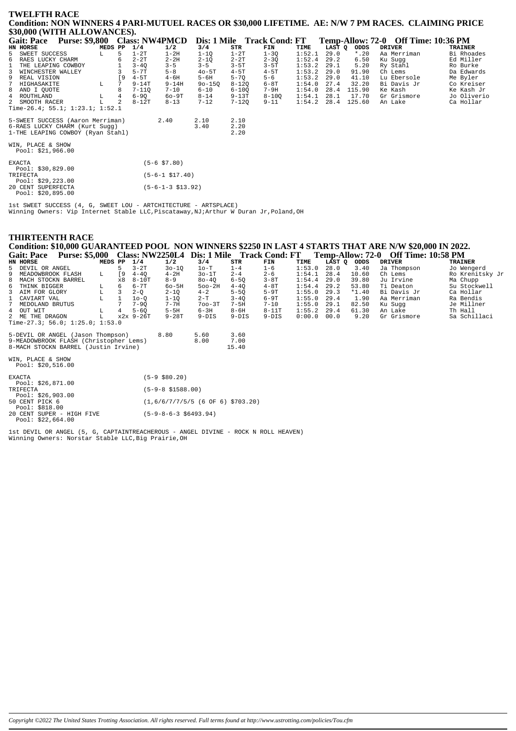# TWELFTH RACE

**Condition: NON WINNERS 4 PARI-MUTUEL RACES OR $30,000 LIFETIME. AE: N/W 7 PM RACES. CLAIMING PRICE $30,000 (WITH ALLOWANCES).**

**Gait: Pace Purse: $9,800 Class: NW4PMCD Dis: 1 Mile Track Cond: FT Temp-Allow: 72-0 Off Time: 10:36 PM**

| HN | HORSE | MEDS | PP | 1/4 | 1/2 | 3/4 | STR | FIN | TIME | LAST Q | ODDS | DRIVER | TRAINER |
|---|---|---|---|---|---|---|---|---|---|---|---|---|---|
| 5 | SWEET SUCCESS | L | 5 | 1-2T | 1-2H | 1-1Q | 1-2T | 1-3Q | 1:52.1 | 29.0 | *.20 | Aa Merriman | Bi Rhoades |
| 6 | RAES LUCKY CHARM | | 6 | 2-2T | 2-2H | 2-1Q | 2-2T | 2-3Q | 1:52.4 | 29.2 | 6.50 | Ku Sugg | Ed Miller |
| 1 | THE LEAPING COWBOY | | 1 | 3-4Q | 3-5 | 3-5 | 3-5T | 3-5T | 1:53.2 | 29.1 | 5.20 | Ry Stahl | Ro Burke |
| 3 | WINCHESTER WALLEY | | 3 | 5-7T | 5-8 | 4o-5T | 4-5T | 4-5T | 1:53.2 | 29.0 | 91.90 | Ch Lems | Da Edwards |
| 9 | REAL VISION | | [9 | 4-5T | 4-6H | 5-6H | 5-7Q | 5-6 | 1:53.2 | 29.0 | 41.10 | Lu Ebersole | Me Byler |
| 7 | HIGHASAKITE | L | 7 | 9-14T | 9-14H | 9o-15Q | 8-12Q | 6-8T | 1:54.0 | 27.4 | 32.20 | Bi Davis Jr | Co Kreiser |
| 8 | AND I QUOTE | | 8 | 7-11Q | 7-10 | 6-10 | 6-10Q | 7-9H | 1:54.0 | 28.4 | 115.90 | Ke Kash | Ke Kash Jr |
| 4 | ROUTHLAND | L | 4 | 6-9Q | 6o-9T | 8-14 | 9-13T | 8-10Q | 1:54.1 | 28.1 | 17.70 | Gr Grismore | Jo Oliverio |
| 2 | SMOOTH RACER | L | 2 | 8-12T | 8-13 | 7-12 | 7-12Q | 9-11 | 1:54.2 | 28.4 | 125.60 | An Lake | Ca Hollar |

Time-26.4; 55.1; 1:23.1; 1:52.1

| | | | |
|---|---|---|---|
| 5-SWEET SUCCESS (Aaron Merriman) | 2.40 | 2.10 | 2.10 |
| 6-RAES LUCKY CHARM (Kurt Sugg) | | 3.40 | 2.20 |
| 1-THE LEAPING COWBOY (Ryan Stahl) | | | 2.20 |

WIN, PLACE & SHOW
Pool: $21,966.00

EXACTA (5-6 $7.80)
Pool: $30,829.00

TRIFECTA (5-6-1 $17.40)
Pool: $29,223.00

20 CENT SUPERFECTA (5-6-1-3 $13.92)
Pool: $20,895.00

1st SWEET SUCCESS (4, G, SWEET LOU - ARTCHITECTURE - ARTSPLACE)
Winning Owners: Vip Internet Stable LLC,Piscataway,NJ;Arthur W Duran Jr,Poland,OH

# THIRTEENTH RACE

**Condition: $10,000 GUARANTEED POOL NON WINNERS $2250 IN LAST 4 STARTS THAT ARE N/W $20,000 IN 2022.**

**Gait: Pace Purse: $5,000 Class: NW2250L4 Dis: 1 Mile Track Cond: FT Temp-Allow: 72-0 Off Time: 10:58 PM**

| HN | HORSE | MEDS | PP | 1/4 | 1/2 | 3/4 | STR | FIN | TIME | LAST Q | ODDS | DRIVER | TRAINER |
|---|---|---|---|---|---|---|---|---|---|---|---|---|---|
| 5 | DEVIL OR ANGEL | | 5 | 3-2T | 3o-1Q | 1o-T | 1-4 | 1-6 | 1:53.0 | 28.0 | 3.40 | Ja Thompson | Jo Wengerd |
| 9 | MEADOWBROOK FLASH | L | [9 | 4-4Q | 4-2H | 3o-1T | 2-4 | 2-6 | 1:54.1 | 28.4 | 10.60 | Ch Lems | Ro Krenitsky Jr |
| 8 | MACH STOCKN BARREL | | x8 | 8-10T | 8-9 | 8o-4Q | 6-5Q | 3-8T | 1:54.4 | 29.0 | 39.80 | Ju Irvine | Ma Chupp |
| 6 | THINK BIGGER | L | 6 | 6-7T | 6o-5H | 5oo-2H | 4-4Q | 4-8T | 1:54.4 | 29.2 | 53.80 | Ti Deaton | Su Stockwell |
| 3 | AIM FOR GLORY | L | 3 | 2-Q | 2-1Q | 4-2 | 5-5Q | 5-9T | 1:55.0 | 29.3 | *1.40 | Bi Davis Jr | Ca Hollar |
| 1 | CAVIART VAL | L | 1 | 1o-Q | 1-1Q | 2-T | 3-4Q | 6-9T | 1:55.0 | 29.4 | 1.90 | Aa Merriman | Ra Bendis |
| 7 | MEDOLAND BRUTUS | | 7 | 7-9Q | 7-7H | 7oo-3T | 7-5H | 7-10 | 1:55.0 | 29.1 | 82.50 | Ku Sugg | Je Millner |
| 4 | OUT WIT | L | 4 | 5-6Q | 5-5H | 6-3H | 8-6H | 8-11T | 1:55.2 | 29.4 | 61.30 | An Lake | Th Hall |
| 2 | ME THE DRAGON | L | x2x | 9-26T | 9-28T | 9-DIS | 9-DIS | 9-DIS | 0:00.0 | 00.0 | 9.20 | Gr Grismore | Sa Schillaci |

Time-27.3; 56.0; 1:25.0; 1:53.0

| | | | |
|---|---|---|---|
| 5-DEVIL OR ANGEL (Jason Thompson) | 8.80 | 5.60 | 3.60 |
| 9-MEADOWBROOK FLASH (Christopher Lems) | | 8.00 | 7.00 |
| 8-MACH STOCKN BARREL (Justin Irvine) | | | 15.40 |

WIN, PLACE & SHOW
Pool: $20,516.00

EXACTA (5-9 $80.20)
Pool: $26,871.00

TRIFECTA (5-9-8 $1588.00)
Pool: $26,903.00

50 CENT PICK 6 (1,6/6/7/7/5/5 (6 OF 6) $703.20)
Pool: $818.00

20 CENT SUPER - HIGH FIVE (5-9-8-6-3 $6493.94)
Pool: $22,664.00

1st DEVIL OR ANGEL (5, G, CAPTAINTREACHEROUS - ANGEL DIVINE - ROCK N ROLL HEAVEN)
Winning Owners: Norstar Stable LLC,Big Prairie,OH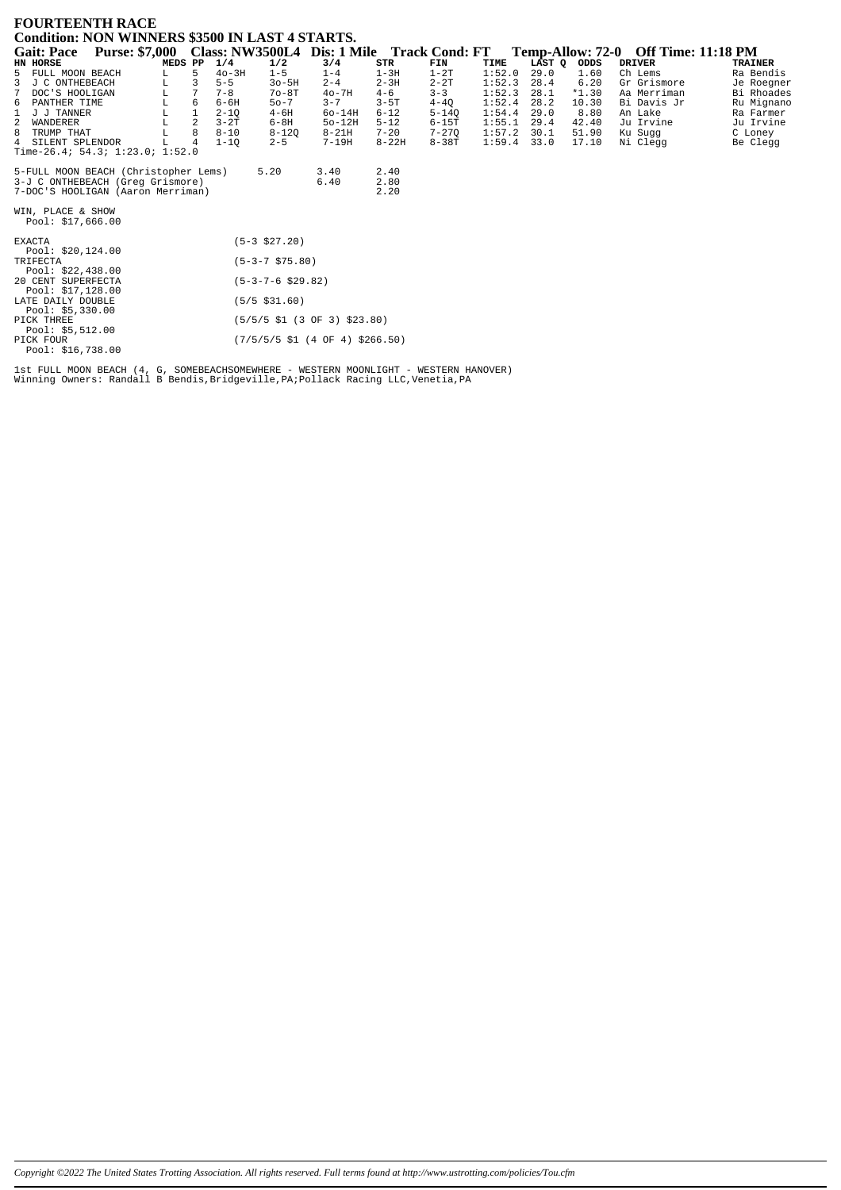# FOURTEENTH RACE

## Condition: NON WINNERS $3500 IN LAST 4 STARTS.

**Gait: Pace** **Purse: $7,000** **Class: NW3500L4** **Dis: 1 Mile** **Track Cond: FT** **Temp-Allow: 72-0** **Off Time: 11:18 PM**

| HN | HORSE | MEDS | PP | 1/4 | 1/2 | 3/4 | STR | FIN | TIME | LAST Q | ODDS | DRIVER | TRAINER |
|---|---|---|---|---|---|---|---|---|---|---|---|---|---|
| 5 | FULL MOON BEACH | L | 5 | 4o-3H | 1-5 | 1-4 | 1-3H | 1-2T | 1:52.0 | 29.0 | 1.60 | Ch Lems | Ra Bendis |
| 3 | J C ONTHEBEACH | L | 3 | 5-5 | 3o-5H | 2-4 | 2-3H | 2-2T | 1:52.3 | 28.4 | 6.20 | Gr Grismore | Je Roegner |
| 7 | DOC'S HOOLIGAN | L | 7 | 7-8 | 7o-8T | 4o-7H | 4-6 | 3-3 | 1:52.3 | 28.1 | *1.30 | Aa Merriman | Bi Rhoades |
| 6 | PANTHER TIME | L | 6 | 6-6H | 5o-7 | 3-7 | 3-5T | 4-4Q | 1:52.4 | 28.2 | 10.30 | Bi Davis Jr | Ru Mignano |
| 1 | J J TANNER | L | 1 | 2-1Q | 4-6H | 6o-14H | 6-12 | 5-14Q | 1:54.4 | 29.0 | 8.80 | An Lake | Ra Farmer |
| 2 | WANDERER | L | 2 | 3-2T | 6-8H | 5o-12H | 5-12 | 6-15T | 1:55.1 | 29.4 | 42.40 | Ju Irvine | Ju Irvine |
| 8 | TRUMP THAT | L | 8 | 8-10 | 8-12Q | 8-21H | 7-20 | 7-27Q | 1:57.2 | 30.1 | 51.90 | Ku Sugg | C Loney |
| 4 | SILENT SPLENDOR | L | 4 | 1-1Q | 2-5 | 7-19H | 8-22H | 8-38T | 1:59.4 | 33.0 | 17.10 | Ni Clegg | Be Clegg |

Time-26.4; 54.3; 1:23.0; 1:52.0

| | | | |
|---|---|---|---|
| 5-FULL MOON BEACH (Christopher Lems) | 5.20 | 3.40 | 2.40 |
| 3-J C ONTHEBEACH (Greg Grismore) | | 6.40 | 2.80 |
| 7-DOC'S HOOLIGAN (Aaron Merriman) | | | 2.20 |

WIN, PLACE & SHOW
Pool: $17,666.00

| | |
|---|---|
| EXACTA<br>Pool: $20,124.00 | (5-3 $27.20) |
| TRIFECTA<br>Pool: $22,438.00 | (5-3-7 $75.80) |
| 20 CENT SUPERFECTA<br>Pool: $17,128.00 | (5-3-7-6 $29.82) |
| LATE DAILY DOUBLE<br>Pool: $5,330.00 | (5/5 $31.60) |
| PICK THREE<br>Pool: $5,512.00 | (5/5/5 $1 (3 OF 3) $23.80) |
| PICK FOUR<br>Pool: $16,738.00 | (7/5/5/5 $1 (4 OF 4) $266.50) |

1st FULL MOON BEACH (4, G, SOMEBEACHSOMEWHERE - WESTERN MOONLIGHT - WESTERN HANOVER)
Winning Owners: Randall B Bendis,Bridgeville,PA;Pollack Racing LLC,Venetia,PA

Copyright ©2022 The United States Trotting Association. All rights reserved. Full terms found at http://www.ustrotting.com/policies/Tou.cfm